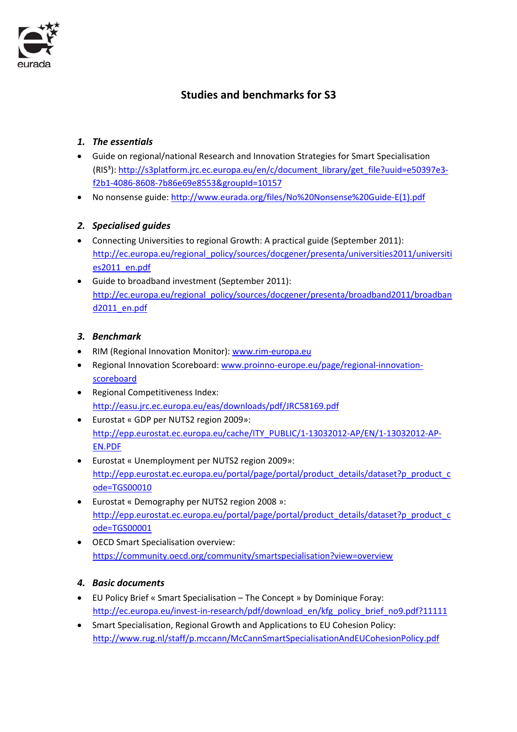# Studies and benchmarks for S3

## 1. *The essentials*

- Guide on regional/national Research and Innovation Strategies for Smart Specialisation (RIS³): http://s3platform.jrc.ec.europa.eu/en/c/document_library/get_file?uuid=e50397e3-f2b1-4086-8608-7b86e69e8553&groupId=10157
- No nonsense guide: http://www.eurada.org/files/No%20Nonsense%20Guide-E(1).pdf

## 2. *Specialised guides*

- Connecting Universities to regional Growth: A practical guide (September 2011): http://ec.europa.eu/regional_policy/sources/docgener/presenta/universities2011/universities2011_en.pdf
- Guide to broadband investment (September 2011): http://ec.europa.eu/regional_policy/sources/docgener/presenta/broadband2011/broadband2011_en.pdf

## 3. *Benchmark*

- RIM (Regional Innovation Monitor): www.rim-europa.eu
- Regional Innovation Scoreboard: www.proinno-europe.eu/page/regional-innovation-scoreboard
- Regional Competitiveness Index: http://easu.jrc.ec.europa.eu/eas/downloads/pdf/JRC58169.pdf
- Eurostat « GDP per NUTS2 region 2009»: http://epp.eurostat.ec.europa.eu/cache/ITY_PUBLIC/1-13032012-AP/EN/1-13032012-AP-EN.PDF
- Eurostat « Unemployment per NUTS2 region 2009»: http://epp.eurostat.ec.europa.eu/portal/page/portal/product_details/dataset?p_product_code=TGS00010
- Eurostat « Demography per NUTS2 region 2008 »: http://epp.eurostat.ec.europa.eu/portal/page/portal/product_details/dataset?p_product_code=TGS00001
- OECD Smart Specialisation overview: https://community.oecd.org/community/smartspecialisation?view=overview

## 4. *Basic documents*

- EU Policy Brief « Smart Specialisation – The Concept » by Dominique Foray: http://ec.europa.eu/invest-in-research/pdf/download_en/kfg_policy_brief_no9.pdf?11111
- Smart Specialisation, Regional Growth and Applications to EU Cohesion Policy: http://www.rug.nl/staff/p.mccann/McCannSmartSpecialisationAndEUCohesionPolicy.pdf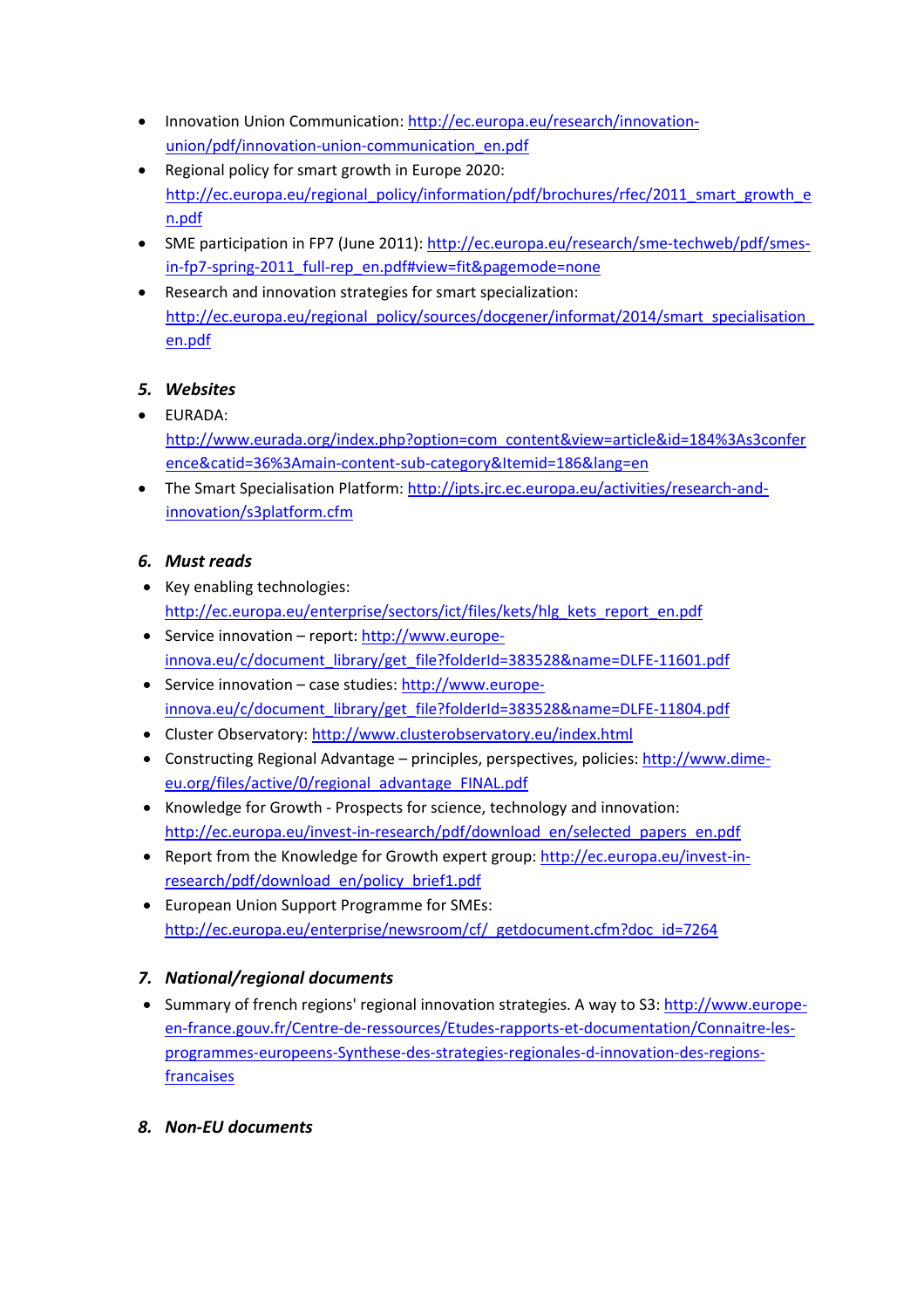- Innovation Union Communication: http://ec.europa.eu/research/innovation-union/pdf/innovation-union-communication_en.pdf
- Regional policy for smart growth in Europe 2020: http://ec.europa.eu/regional_policy/information/pdf/brochures/rfec/2011_smart_growth_en.pdf
- SME participation in FP7 (June 2011): http://ec.europa.eu/research/sme-techweb/pdf/smes-in-fp7-spring-2011_full-rep_en.pdf#view=fit&pagemode=none
- Research and innovation strategies for smart specialization: http://ec.europa.eu/regional_policy/sources/docgener/informat/2014/smart_specialisation_en.pdf

### 5. *Websites*

- EURADA: http://www.eurada.org/index.php?option=com_content&view=article&id=184%3As3conference&catid=36%3Amain-content-sub-category&Itemid=186&lang=en
- The Smart Specialisation Platform: http://ipts.jrc.ec.europa.eu/activities/research-and-innovation/s3platform.cfm

### 6. *Must reads*

- Key enabling technologies: http://ec.europa.eu/enterprise/sectors/ict/files/kets/hlg_kets_report_en.pdf
- Service innovation – report: http://www.europe-innova.eu/c/document_library/get_file?folderId=383528&name=DLFE-11601.pdf
- Service innovation – case studies: http://www.europe-innova.eu/c/document_library/get_file?folderId=383528&name=DLFE-11804.pdf
- Cluster Observatory: http://www.clusterobservatory.eu/index.html
- Constructing Regional Advantage – principles, perspectives, policies: http://www.dime-eu.org/files/active/0/regional_advantage_FINAL.pdf
- Knowledge for Growth - Prospects for science, technology and innovation: http://ec.europa.eu/invest-in-research/pdf/download_en/selected_papers_en.pdf
- Report from the Knowledge for Growth expert group: http://ec.europa.eu/invest-in-research/pdf/download_en/policy_brief1.pdf
- European Union Support Programme for SMEs: http://ec.europa.eu/enterprise/newsroom/cf/_getdocument.cfm?doc_id=7264

### 7. *National/regional documents*

- Summary of french regions' regional innovation strategies. A way to S3: http://www.europe-en-france.gouv.fr/Centre-de-ressources/Etudes-rapports-et-documentation/Connaitre-les-programmes-europeens-Synthese-des-strategies-regionales-d-innovation-des-regions-francaises

### 8. *Non-EU documents*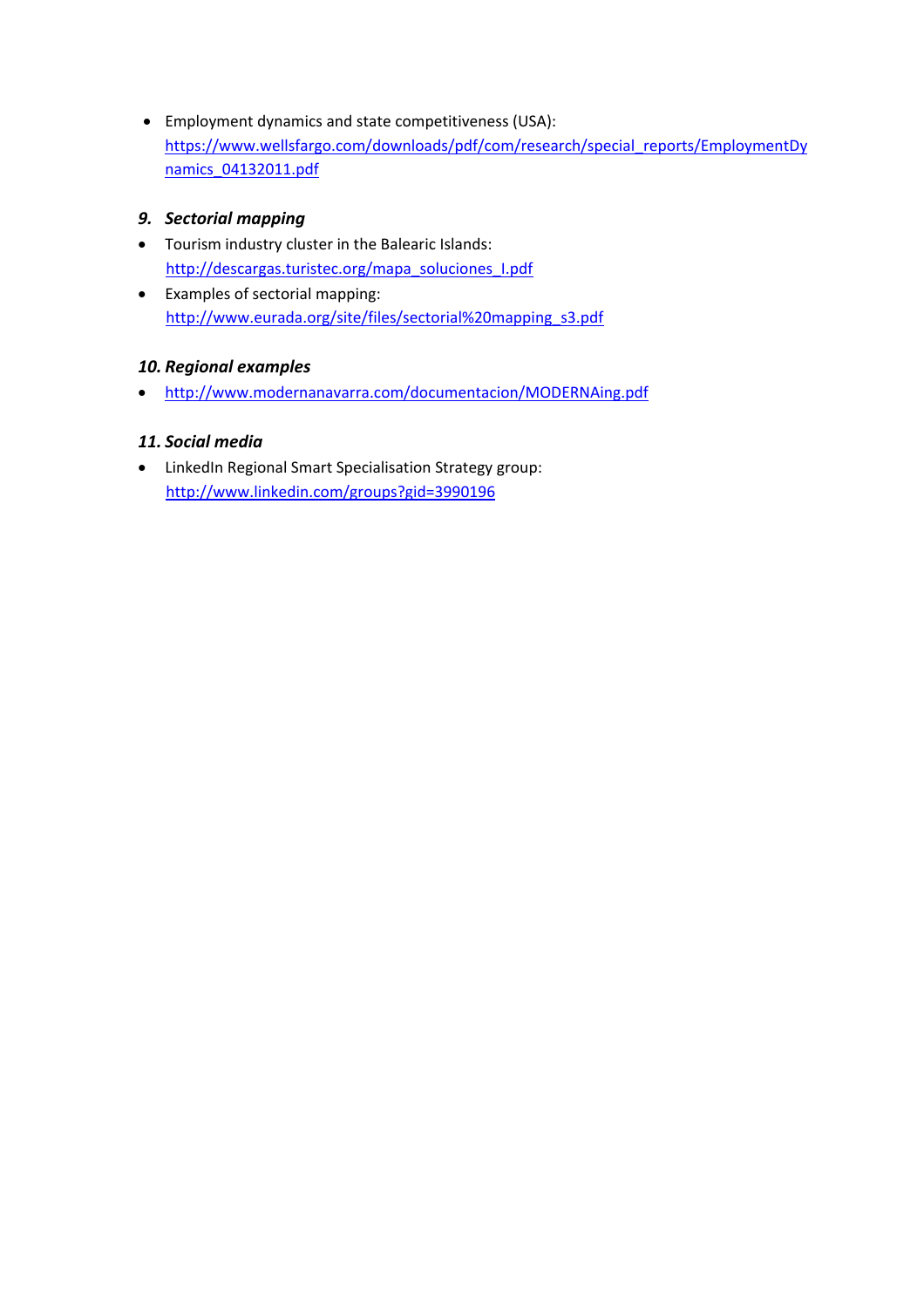- Employment dynamics and state competitiveness (USA): https://www.wellsfargo.com/downloads/pdf/com/research/special_reports/EmploymentDynamics_04132011.pdf

### *9. Sectorial mapping*

- Tourism industry cluster in the Balearic Islands: http://descargas.turistec.org/mapa_soluciones_I.pdf
- Examples of sectorial mapping: http://www.eurada.org/site/files/sectorial%20mapping_s3.pdf

### *10. Regional examples*

- http://www.modernanavarra.com/documentacion/MODERNAing.pdf

### *11. Social media*

- LinkedIn Regional Smart Specialisation Strategy group: http://www.linkedin.com/groups?gid=3990196